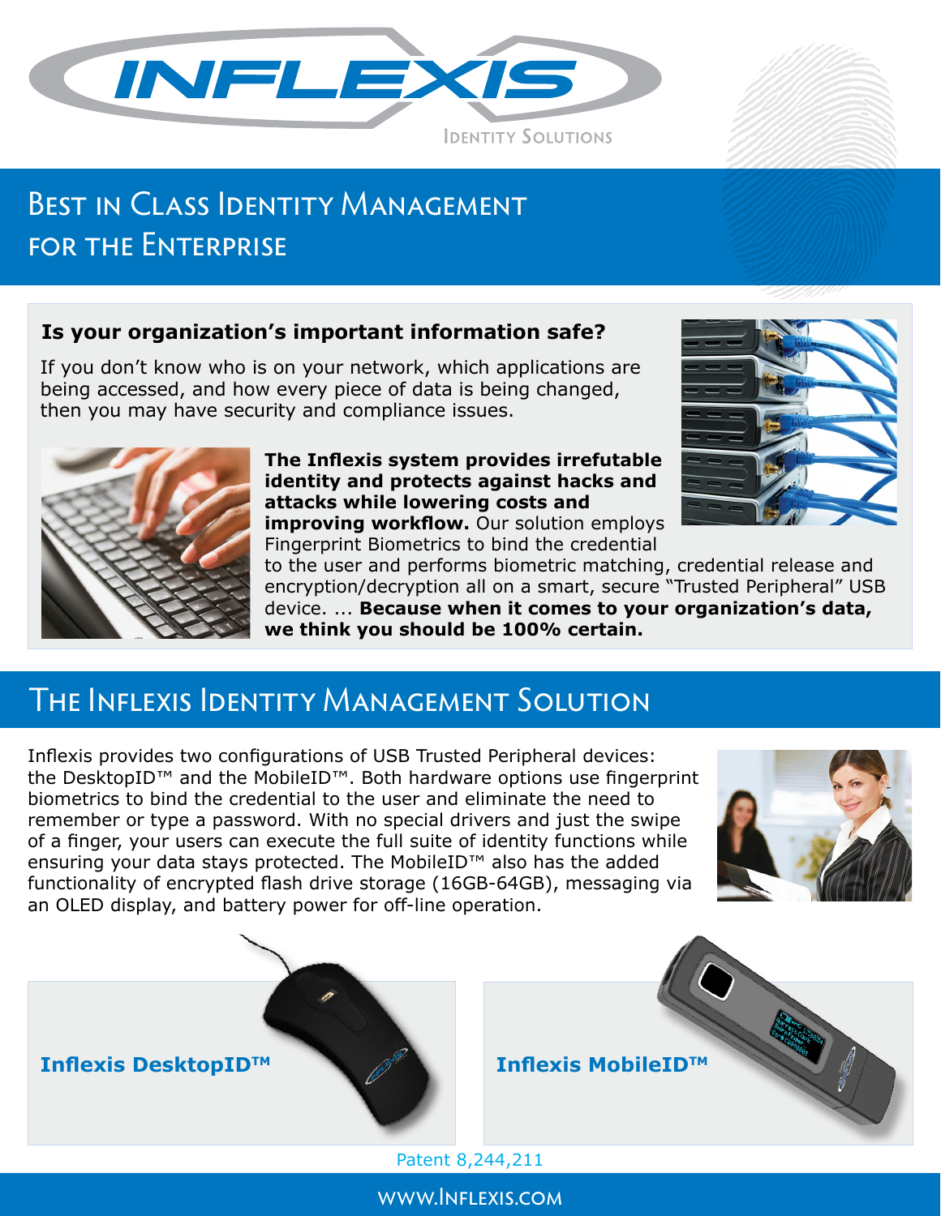# INFLEXIS

Identity Solutions

## Best in Class Identity Management for the Enterprise

**Is your organization's important information safe?**

If you don't know who is on your network, which applications are being accessed, and how every piece of data is being changed, then you may have security and compliance issues.

**The Inflexis system provides irrefutable identity and protects against hacks and attacks while lowering costs and improving workflow.** Our solution employs Fingerprint Biometrics to bind the credential to the user and performs biometric matching, credential release and encryption/decryption all on a smart, secure "Trusted Peripheral" USB device. ... **Because when it comes to your organization's data, we think you should be 100% certain.**

## The Inflexis Identity Management Solution

Inflexis provides two configurations of USB Trusted Peripheral devices: the DesktopID™ and the MobileID™. Both hardware options use fingerprint biometrics to bind the credential to the user and eliminate the need to remember or type a password. With no special drivers and just the swipe of a finger, your users can execute the full suite of identity functions while ensuring your data stays protected. The MobileID™ also has the added functionality of encrypted flash drive storage (16GB-64GB), messaging via an OLED display, and battery power for off-line operation.

**Inflexis DesktopID™**

**Inflexis MobileID™**

Patent 8,244,211

www.Inflexis.com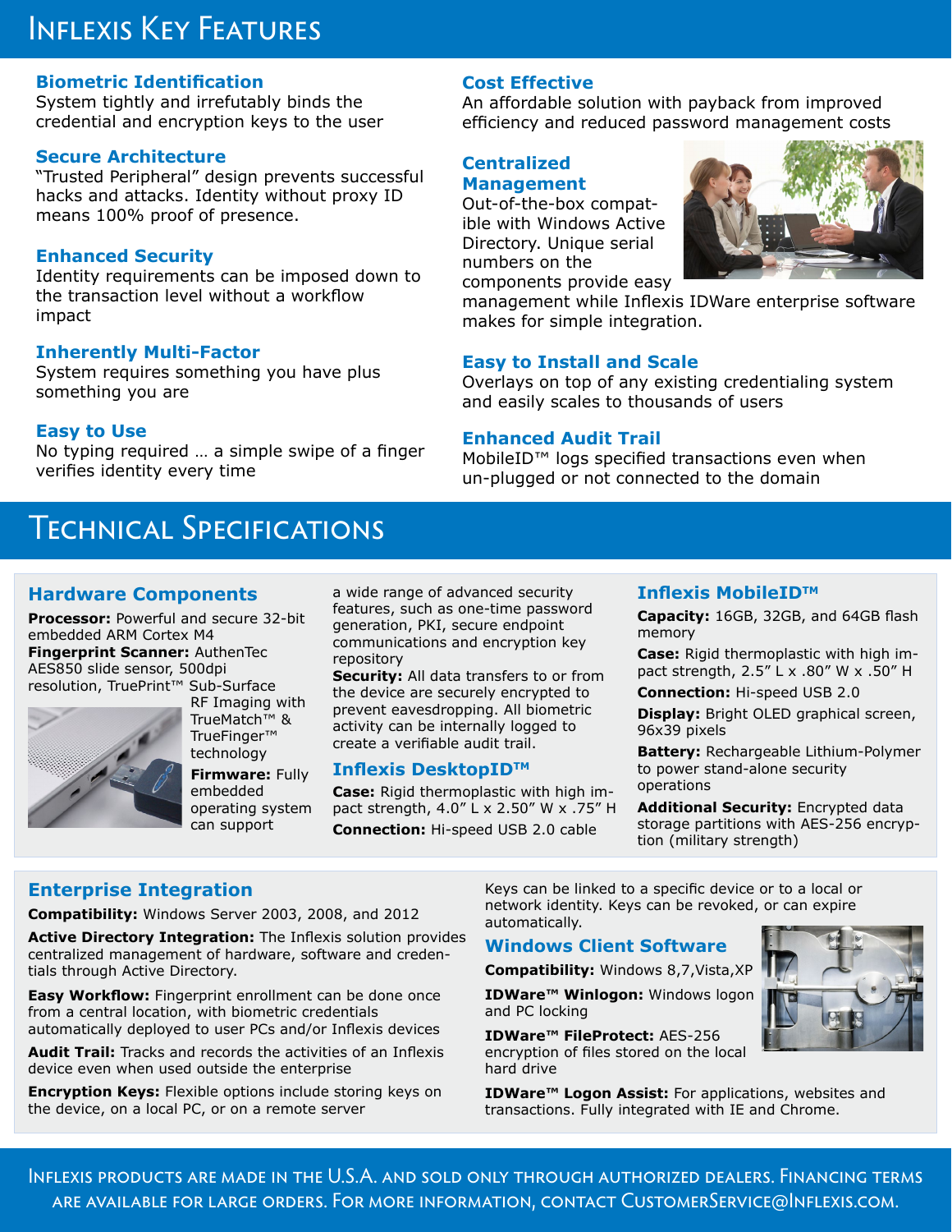# Inflexis Key Features

### Biometric Identification
System tightly and irrefutably binds the credential and encryption keys to the user

### Secure Architecture
"Trusted Peripheral" design prevents successful hacks and attacks. Identity without proxy ID means 100% proof of presence.

### Enhanced Security
Identity requirements can be imposed down to the transaction level without a workflow impact

### Inherently Multi-Factor
System requires something you have plus something you are

### Easy to Use
No typing required … a simple swipe of a finger verifies identity every time

### Cost Effective
An affordable solution with payback from improved efficiency and reduced password management costs

### Centralized Management
Out-of-the-box compatible with Windows Active Directory. Unique serial numbers on the components provide easy management while Inflexis IDWare enterprise software makes for simple integration.

### Easy to Install and Scale
Overlays on top of any existing credentialing system and easily scales to thousands of users

### Enhanced Audit Trail
MobileID™ logs specified transactions even when un-plugged or not connected to the domain

# Technical Specifications

## Hardware Components

**Processor:** Powerful and secure 32-bit embedded ARM Cortex M4
**Fingerprint Scanner:** AuthenTec AES850 slide sensor, 500dpi resolution, TruePrint™ Sub-Surface RF Imaging with TrueMatch™ & TrueFinger™ technology
**Firmware:** Fully embedded operating system can support a wide range of advanced security features, such as one-time password generation, PKI, secure endpoint communications and encryption key repository
**Security:** All data transfers to or from the device are securely encrypted to prevent eavesdropping. All biometric activity can be internally logged to create a verifiable audit trail.

## Inflexis DesktopID™

**Case:** Rigid thermoplastic with high impact strength, 4.0" L x 2.50" W x .75" H
**Connection:** Hi-speed USB 2.0 cable

## Inflexis MobileID™

**Capacity:** 16GB, 32GB, and 64GB flash memory

**Case:** Rigid thermoplastic with high impact strength, 2.5" L x .80" W x .50" H

**Connection:** Hi-speed USB 2.0

**Display:** Bright OLED graphical screen, 96x39 pixels

**Battery:** Rechargeable Lithium-Polymer to power stand-alone security operations

**Additional Security:** Encrypted data storage partitions with AES-256 encryption (military strength)

## Enterprise Integration

**Compatibility:** Windows Server 2003, 2008, and 2012

**Active Directory Integration:** The Inflexis solution provides centralized management of hardware, software and credentials through Active Directory.

**Easy Workflow:** Fingerprint enrollment can be done once from a central location, with biometric credentials automatically deployed to user PCs and/or Inflexis devices

**Audit Trail:** Tracks and records the activities of an Inflexis device even when used outside the enterprise

**Encryption Keys:** Flexible options include storing keys on the device, on a local PC, or on a remote server Keys can be linked to a specific device or to a local or network identity. Keys can be revoked, or can expire automatically.

## Windows Client Software

**Compatibility:** Windows 8,7,Vista,XP

**IDWare™ Winlogon:** Windows logon and PC locking

**IDWare™ FileProtect:** AES-256 encryption of files stored on the local hard drive

**IDWare™ Logon Assist:** For applications, websites and transactions. Fully integrated with IE and Chrome.

Inflexis products are made in the U.S.A. and sold only through authorized dealers. Financing terms are available for large orders. For more information, contact CustomerService@Inflexis.com.